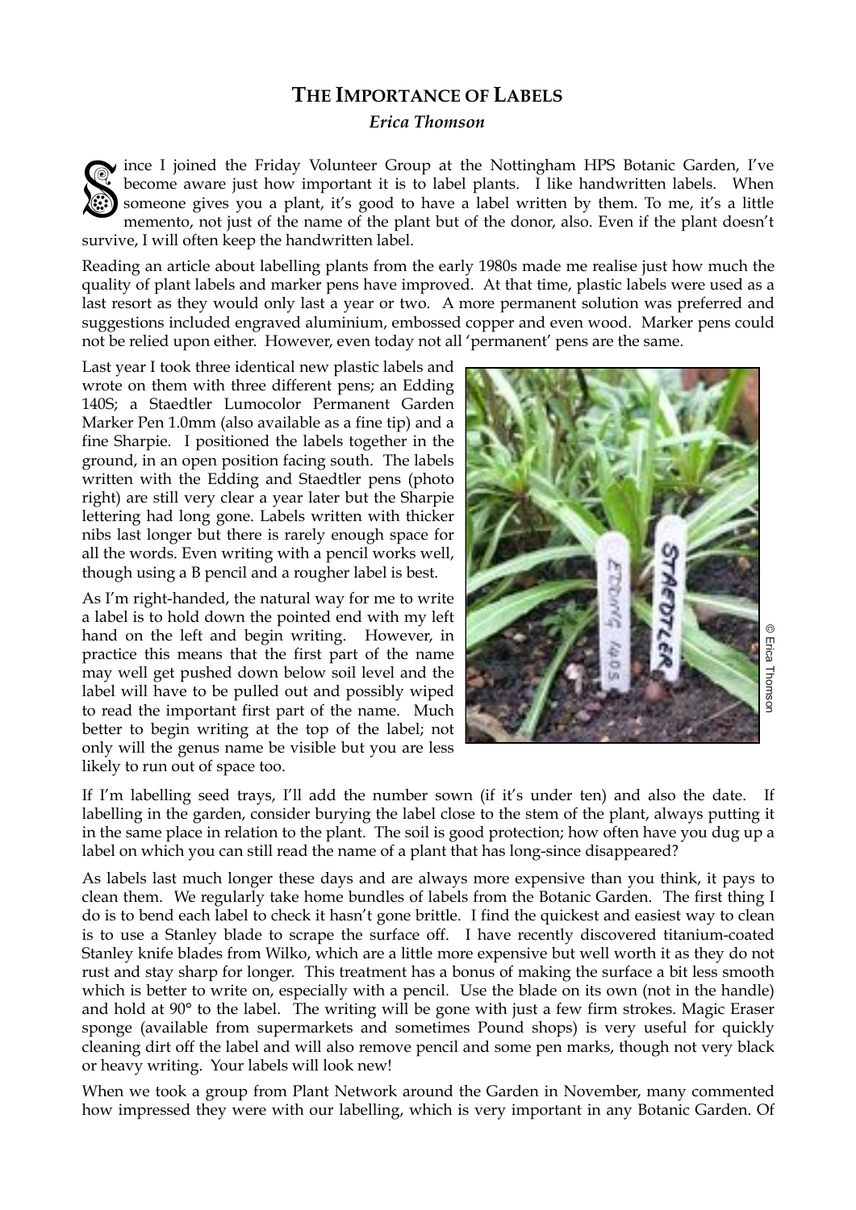# THE IMPORTANCE OF LABELS

***Erica Thomson***

Since I joined the Friday Volunteer Group at the Nottingham HPS Botanic Garden, I've become aware just how important it is to label plants. I like handwritten labels. When someone gives you a plant, it's good to have a label written by them. To me, it's a little memento, not just of the name of the plant but of the donor, also. Even if the plant doesn't survive, I will often keep the handwritten label.

Reading an article about labelling plants from the early 1980s made me realise just how much the quality of plant labels and marker pens have improved. At that time, plastic labels were used as a last resort as they would only last a year or two. A more permanent solution was preferred and suggestions included engraved aluminium, embossed copper and even wood. Marker pens could not be relied upon either. However, even today not all 'permanent' pens are the same.

Last year I took three identical new plastic labels and wrote on them with three different pens; an Edding 140S; a Staedtler Lumocolor Permanent Garden Marker Pen 1.0mm (also available as a fine tip) and a fine Sharpie. I positioned the labels together in the ground, in an open position facing south. The labels written with the Edding and Staedtler pens (photo right) are still very clear a year later but the Sharpie lettering had long gone. Labels written with thicker nibs last longer but there is rarely enough space for all the words. Even writing with a pencil works well, though using a B pencil and a rougher label is best.

© Erica Thomson

As I'm right-handed, the natural way for me to write a label is to hold down the pointed end with my left hand on the left and begin writing. However, in practice this means that the first part of the name may well get pushed down below soil level and the label will have to be pulled out and possibly wiped to read the important first part of the name. Much better to begin writing at the top of the label; not only will the genus name be visible but you are less likely to run out of space too.

If I'm labelling seed trays, I'll add the number sown (if it's under ten) and also the date. If labelling in the garden, consider burying the label close to the stem of the plant, always putting it in the same place in relation to the plant. The soil is good protection; how often have you dug up a label on which you can still read the name of a plant that has long-since disappeared?

As labels last much longer these days and are always more expensive than you think, it pays to clean them. We regularly take home bundles of labels from the Botanic Garden. The first thing I do is to bend each label to check it hasn't gone brittle. I find the quickest and easiest way to clean is to use a Stanley blade to scrape the surface off. I have recently discovered titanium-coated Stanley knife blades from Wilko, which are a little more expensive but well worth it as they do not rust and stay sharp for longer. This treatment has a bonus of making the surface a bit less smooth which is better to write on, especially with a pencil. Use the blade on its own (not in the handle) and hold at 90° to the label. The writing will be gone with just a few firm strokes. Magic Eraser sponge (available from supermarkets and sometimes Pound shops) is very useful for quickly cleaning dirt off the label and will also remove pencil and some pen marks, though not very black or heavy writing. Your labels will look new!

When we took a group from Plant Network around the Garden in November, many commented how impressed they were with our labelling, which is very important in any Botanic Garden. Of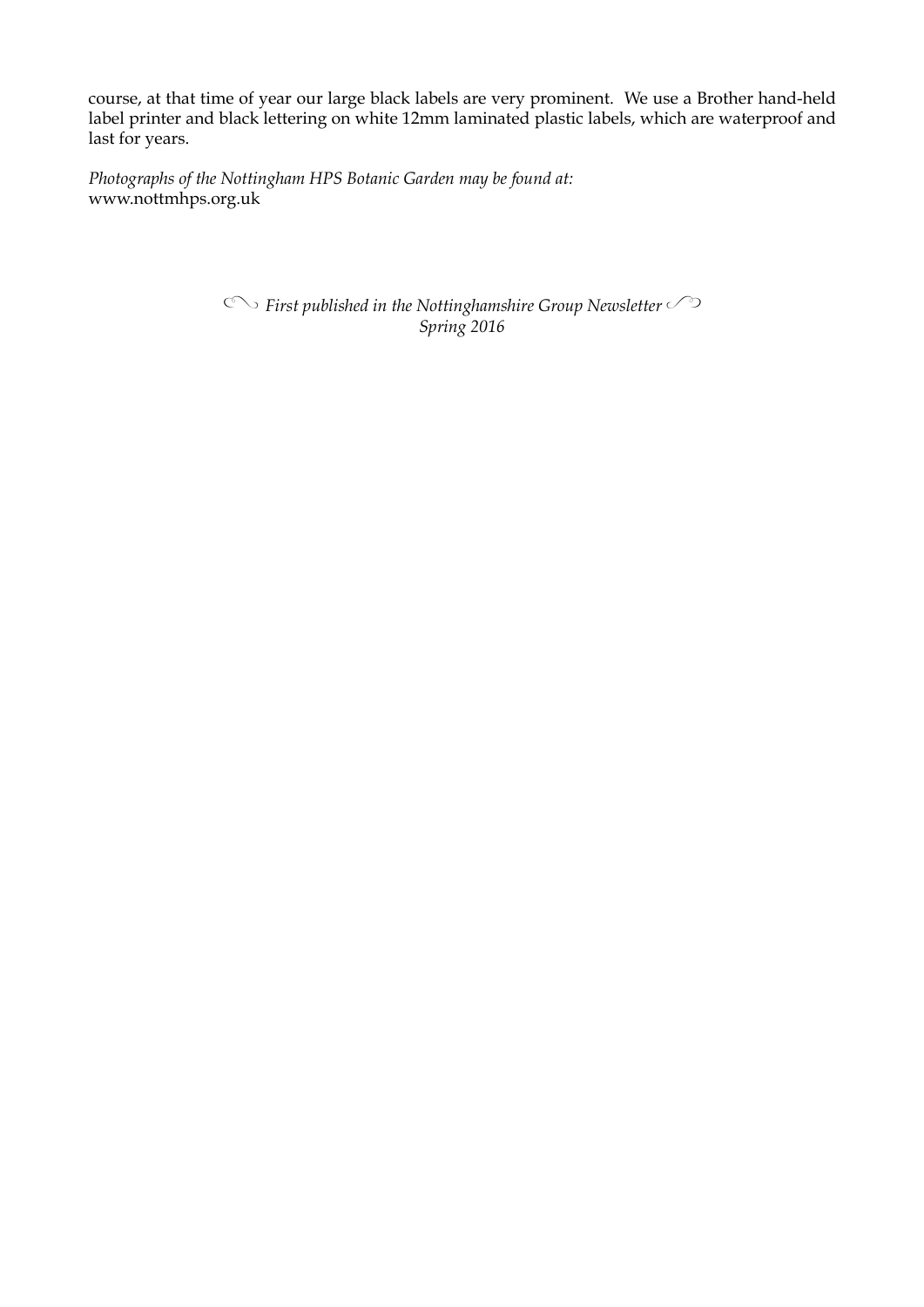course, at that time of year our large black labels are very prominent. We use a Brother hand-held label printer and black lettering on white 12mm laminated plastic labels, which are waterproof and last for years.

*Photographs of the Nottingham HPS Botanic Garden may be found at:*
www.nottmhps.org.uk

*First published in the Nottinghamshire Group Newsletter*
*Spring 2016*